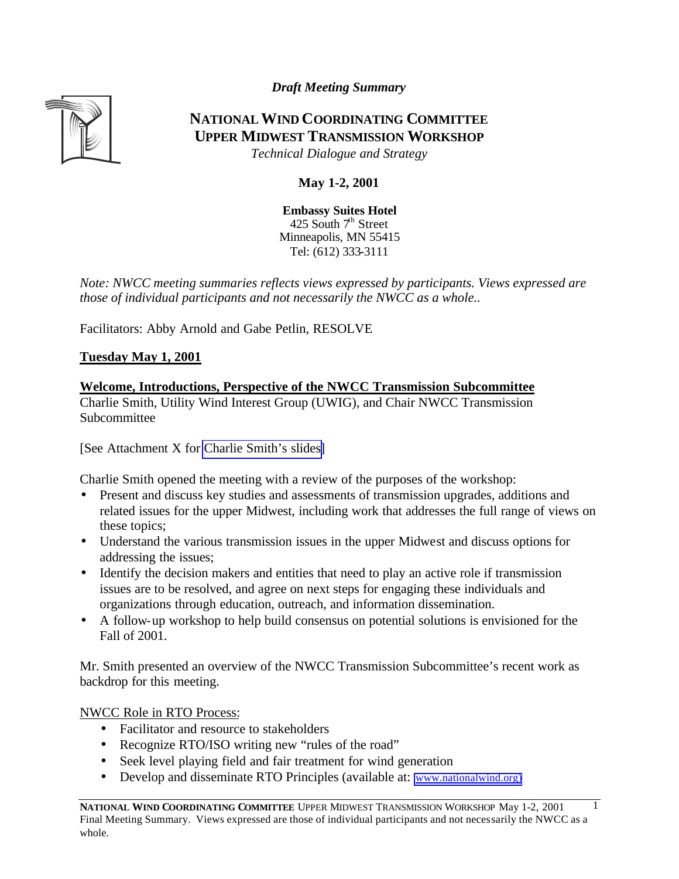*Draft Meeting Summary*

# NATIONAL WIND COORDINATING COMMITTEE
# UPPER MIDWEST TRANSMISSION WORKSHOP

*Technical Dialogue and Strategy*

**May 1-2, 2001**

**Embassy Suites Hotel**
425 South 7th Street
Minneapolis, MN 55415
Tel: (612) 333-3111

*Note: NWCC meeting summaries reflects views expressed by participants. Views expressed are those of individual participants and not necessarily the NWCC as a whole..*

Facilitators: Abby Arnold and Gabe Petlin, RESOLVE

## Tuesday May 1, 2001

### Welcome, Introductions, Perspective of the NWCC Transmission Subcommittee

Charlie Smith, Utility Wind Interest Group (UWIG), and Chair NWCC Transmission Subcommittee

[See Attachment X for Charlie Smith's slides]

Charlie Smith opened the meeting with a review of the purposes of the workshop:

- Present and discuss key studies and assessments of transmission upgrades, additions and related issues for the upper Midwest, including work that addresses the full range of views on these topics;
- Understand the various transmission issues in the upper Midwest and discuss options for addressing the issues;
- Identify the decision makers and entities that need to play an active role if transmission issues are to be resolved, and agree on next steps for engaging these individuals and organizations through education, outreach, and information dissemination.
- A follow-up workshop to help build consensus on potential solutions is envisioned for the Fall of 2001.

Mr. Smith presented an overview of the NWCC Transmission Subcommittee's recent work as backdrop for this meeting.

NWCC Role in RTO Process:

- Facilitator and resource to stakeholders
- Recognize RTO/ISO writing new "rules of the road"
- Seek level playing field and fair treatment for wind generation
- Develop and disseminate RTO Principles (available at: www.nationalwind.org)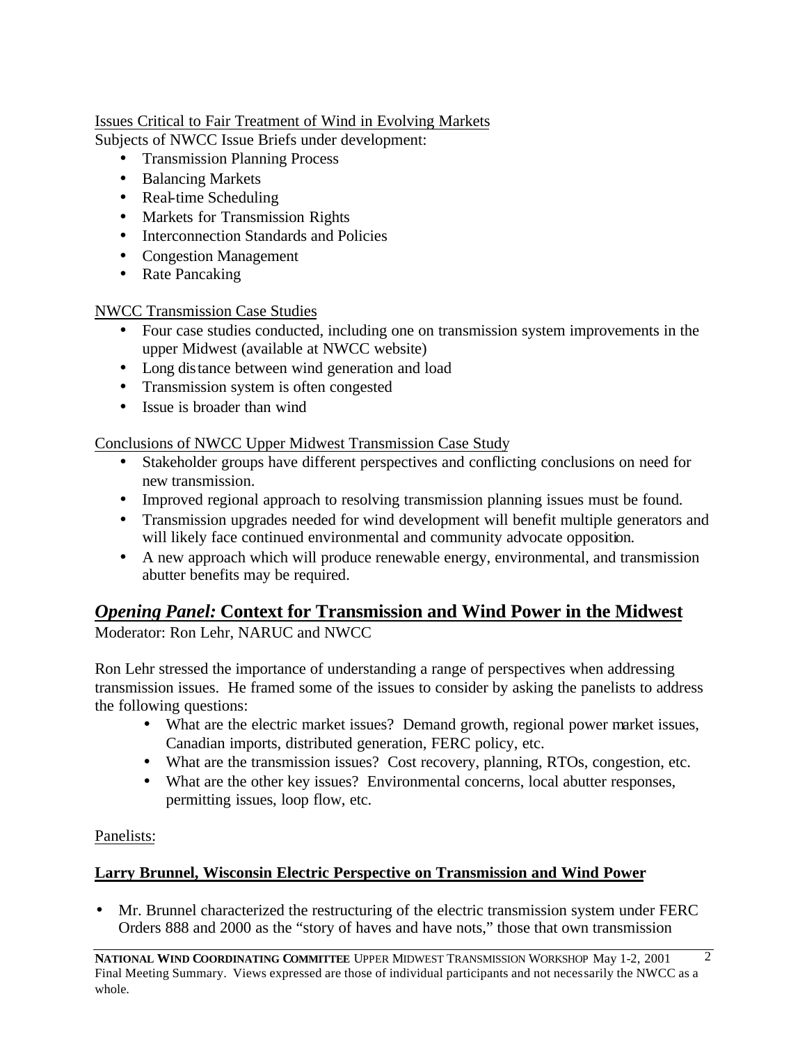Issues Critical to Fair Treatment of Wind in Evolving Markets

Subjects of NWCC Issue Briefs under development:

- Transmission Planning Process
- Balancing Markets
- Real-time Scheduling
- Markets for Transmission Rights
- Interconnection Standards and Policies
- Congestion Management
- Rate Pancaking

NWCC Transmission Case Studies

- Four case studies conducted, including one on transmission system improvements in the upper Midwest (available at NWCC website)
- Long distance between wind generation and load
- Transmission system is often congested
- Issue is broader than wind

Conclusions of NWCC Upper Midwest Transmission Case Study

- Stakeholder groups have different perspectives and conflicting conclusions on need for new transmission.
- Improved regional approach to resolving transmission planning issues must be found.
- Transmission upgrades needed for wind development will benefit multiple generators and will likely face continued environmental and community advocate opposition.
- A new approach which will produce renewable energy, environmental, and transmission abutter benefits may be required.

## *Opening Panel:* Context for Transmission and Wind Power in the Midwest

Moderator: Ron Lehr, NARUC and NWCC

Ron Lehr stressed the importance of understanding a range of perspectives when addressing transmission issues. He framed some of the issues to consider by asking the panelists to address the following questions:

- What are the electric market issues? Demand growth, regional power market issues, Canadian imports, distributed generation, FERC policy, etc.
- What are the transmission issues? Cost recovery, planning, RTOs, congestion, etc.
- What are the other key issues? Environmental concerns, local abutter responses, permitting issues, loop flow, etc.

Panelists:

**Larry Brunnel, Wisconsin Electric Perspective on Transmission and Wind Power**

- Mr. Brunnel characterized the restructuring of the electric transmission system under FERC Orders 888 and 2000 as the "story of haves and have nots," those that own transmission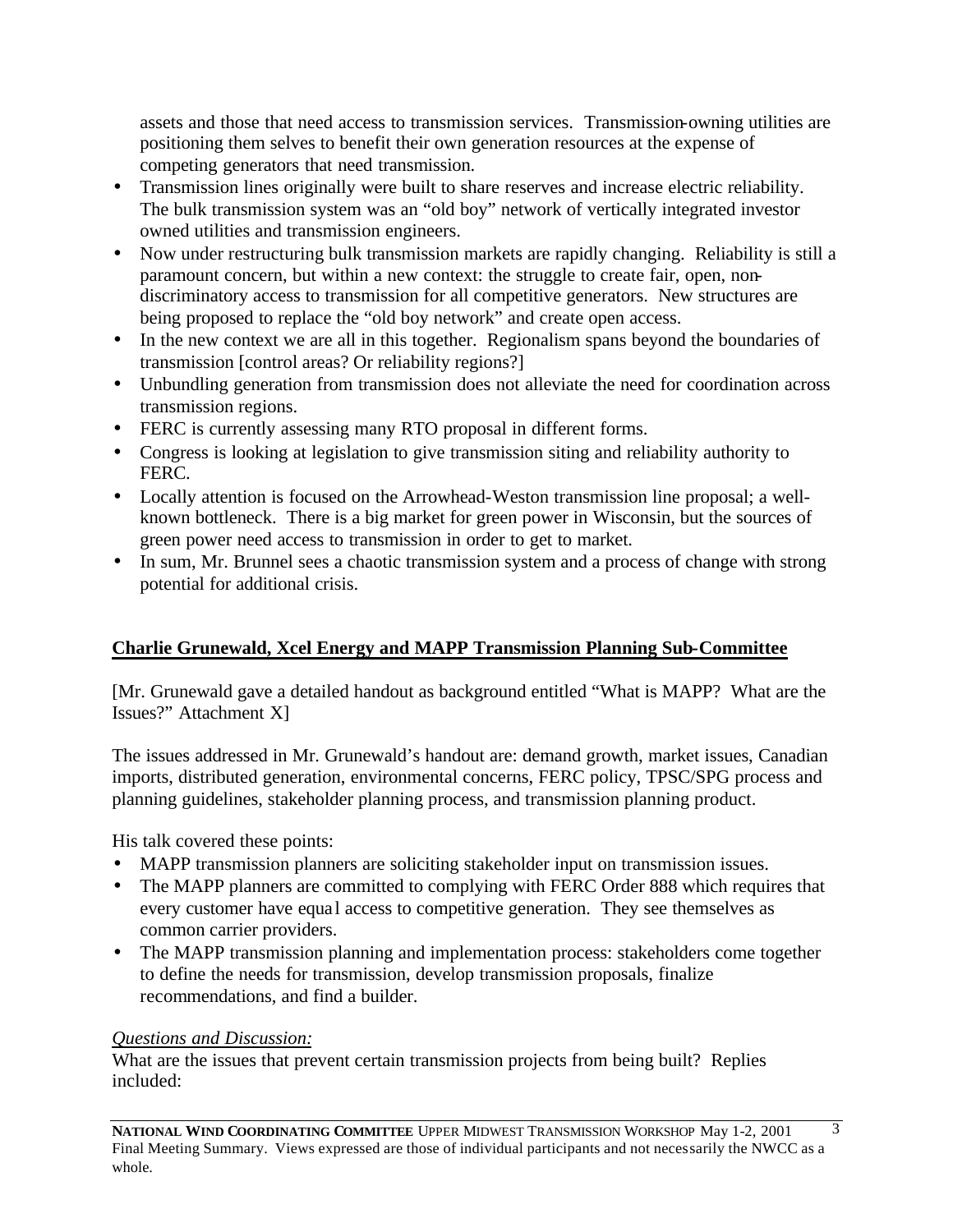assets and those that need access to transmission services. Transmission-owning utilities are positioning them selves to benefit their own generation resources at the expense of competing generators that need transmission.

- Transmission lines originally were built to share reserves and increase electric reliability. The bulk transmission system was an "old boy" network of vertically integrated investor owned utilities and transmission engineers.
- Now under restructuring bulk transmission markets are rapidly changing. Reliability is still a paramount concern, but within a new context: the struggle to create fair, open, non-discriminatory access to transmission for all competitive generators. New structures are being proposed to replace the "old boy network" and create open access.
- In the new context we are all in this together. Regionalism spans beyond the boundaries of transmission [control areas? Or reliability regions?]
- Unbundling generation from transmission does not alleviate the need for coordination across transmission regions.
- FERC is currently assessing many RTO proposal in different forms.
- Congress is looking at legislation to give transmission siting and reliability authority to FERC.
- Locally attention is focused on the Arrowhead-Weston transmission line proposal; a well-known bottleneck. There is a big market for green power in Wisconsin, but the sources of green power need access to transmission in order to get to market.
- In sum, Mr. Brunnel sees a chaotic transmission system and a process of change with strong potential for additional crisis.

**Charlie Grunewald, Xcel Energy and MAPP Transmission Planning Sub-Committee**

[Mr. Grunewald gave a detailed handout as background entitled "What is MAPP? What are the Issues?" Attachment X]

The issues addressed in Mr. Grunewald's handout are: demand growth, market issues, Canadian imports, distributed generation, environmental concerns, FERC policy, TPSC/SPG process and planning guidelines, stakeholder planning process, and transmission planning product.

His talk covered these points:

- MAPP transmission planners are soliciting stakeholder input on transmission issues.
- The MAPP planners are committed to complying with FERC Order 888 which requires that every customer have equal access to competitive generation. They see themselves as common carrier providers.
- The MAPP transmission planning and implementation process: stakeholders come together to define the needs for transmission, develop transmission proposals, finalize recommendations, and find a builder.

*Questions and Discussion:*
What are the issues that prevent certain transmission projects from being built? Replies included: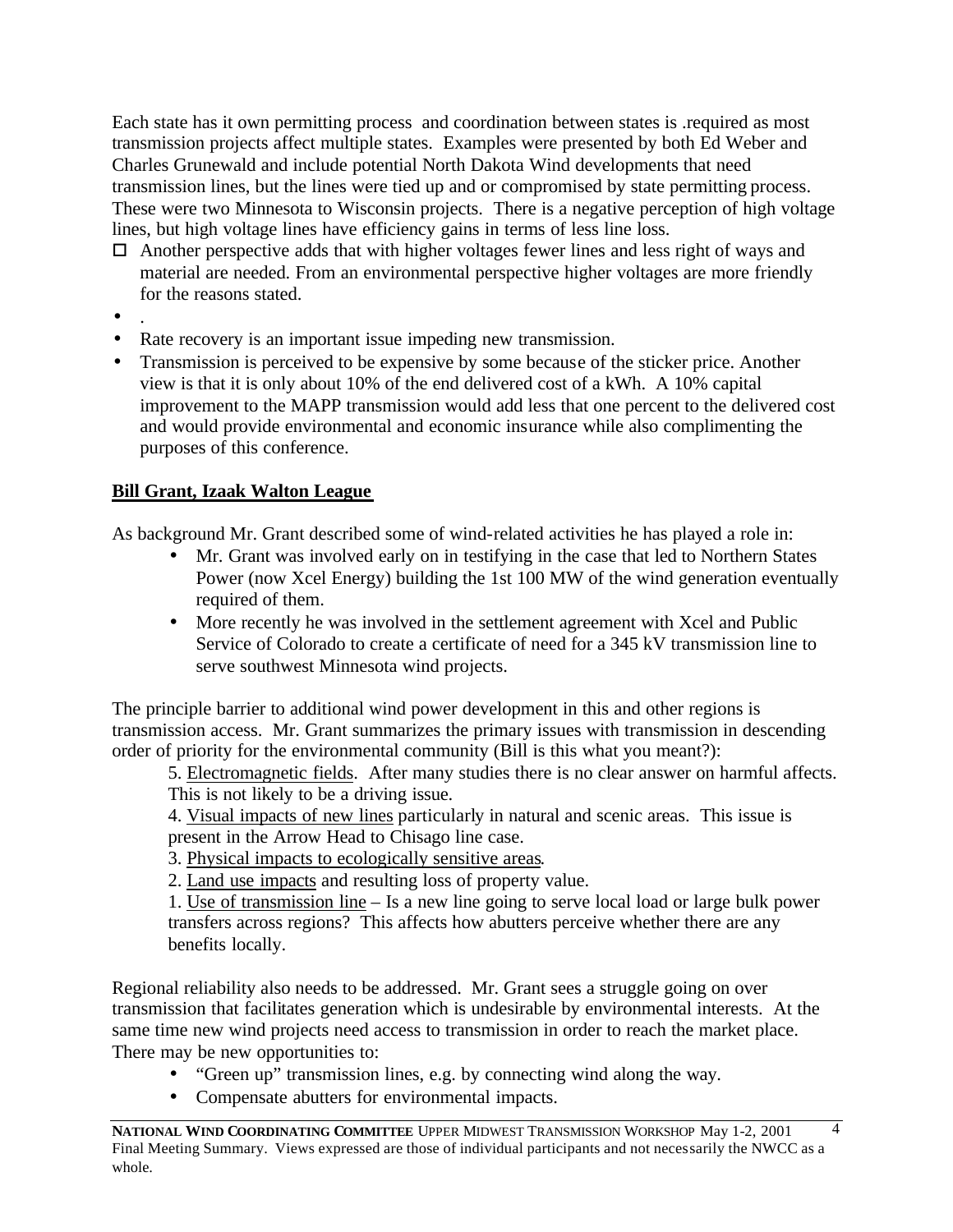Each state has it own permitting process and coordination between states is .required as most transmission projects affect multiple states. Examples were presented by both Ed Weber and Charles Grunewald and include potential North Dakota Wind developments that need transmission lines, but the lines were tied up and or compromised by state permitting process. These were two Minnesota to Wisconsin projects. There is a negative perception of high voltage lines, but high voltage lines have efficiency gains in terms of less line loss.

- Another perspective adds that with higher voltages fewer lines and less right of ways and material are needed. From an environmental perspective higher voltages are more friendly for the reasons stated.
- .
- Rate recovery is an important issue impeding new transmission.
- Transmission is perceived to be expensive by some because of the sticker price. Another view is that it is only about 10% of the end delivered cost of a kWh. A 10% capital improvement to the MAPP transmission would add less that one percent to the delivered cost and would provide environmental and economic insurance while also complimenting the purposes of this conference.

**<u>Bill Grant, Izaak Walton League</u>**

As background Mr. Grant described some of wind-related activities he has played a role in:

- Mr. Grant was involved early on in testifying in the case that led to Northern States Power (now Xcel Energy) building the 1st 100 MW of the wind generation eventually required of them.
- More recently he was involved in the settlement agreement with Xcel and Public Service of Colorado to create a certificate of need for a 345 kV transmission line to serve southwest Minnesota wind projects.

The principle barrier to additional wind power development in this and other regions is transmission access. Mr. Grant summarizes the primary issues with transmission in descending order of priority for the environmental community (Bill is this what you meant?):

5. <u>Electromagnetic fields</u>. After many studies there is no clear answer on harmful affects. This is not likely to be a driving issue.

4. <u>Visual impacts of new lines</u> particularly in natural and scenic areas. This issue is present in the Arrow Head to Chisago line case.

3. <u>Physical impacts to ecologically sensitive areas</u>.

2. <u>Land use impacts</u> and resulting loss of property value.

1. <u>Use of transmission line</u> – Is a new line going to serve local load or large bulk power transfers across regions? This affects how abutters perceive whether there are any benefits locally.

Regional reliability also needs to be addressed. Mr. Grant sees a struggle going on over transmission that facilitates generation which is undesirable by environmental interests. At the same time new wind projects need access to transmission in order to reach the market place. There may be new opportunities to:

- "Green up" transmission lines, e.g. by connecting wind along the way.
- Compensate abutters for environmental impacts.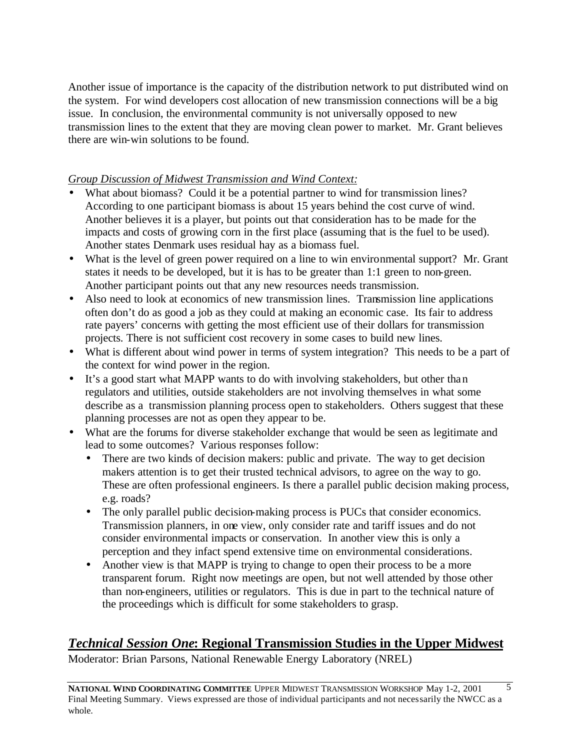Another issue of importance is the capacity of the distribution network to put distributed wind on the system. For wind developers cost allocation of new transmission connections will be a big issue. In conclusion, the environmental community is not universally opposed to new transmission lines to the extent that they are moving clean power to market. Mr. Grant believes there are win-win solutions to be found.

*Group Discussion of Midwest Transmission and Wind Context:*

- What about biomass? Could it be a potential partner to wind for transmission lines? According to one participant biomass is about 15 years behind the cost curve of wind. Another believes it is a player, but points out that consideration has to be made for the impacts and costs of growing corn in the first place (assuming that is the fuel to be used). Another states Denmark uses residual hay as a biomass fuel.
- What is the level of green power required on a line to win environmental support? Mr. Grant states it needs to be developed, but it is has to be greater than 1:1 green to non-green. Another participant points out that any new resources needs transmission.
- Also need to look at economics of new transmission lines. Transmission line applications often don't do as good a job as they could at making an economic case. Its fair to address rate payers' concerns with getting the most efficient use of their dollars for transmission projects. There is not sufficient cost recovery in some cases to build new lines.
- What is different about wind power in terms of system integration? This needs to be a part of the context for wind power in the region.
- It's a good start what MAPP wants to do with involving stakeholders, but other than regulators and utilities, outside stakeholders are not involving themselves in what some describe as a transmission planning process open to stakeholders. Others suggest that these planning processes are not as open they appear to be.
- What are the forums for diverse stakeholder exchange that would be seen as legitimate and lead to some outcomes? Various responses follow:
  - There are two kinds of decision makers: public and private. The way to get decision makers attention is to get their trusted technical advisors, to agree on the way to go. These are often professional engineers. Is there a parallel public decision making process, e.g. roads?
  - The only parallel public decision-making process is PUCs that consider economics. Transmission planners, in one view, only consider rate and tariff issues and do not consider environmental impacts or conservation. In another view this is only a perception and they infact spend extensive time on environmental considerations.
  - Another view is that MAPP is trying to change to open their process to be a more transparent forum. Right now meetings are open, but not well attended by those other than non-engineers, utilities or regulators. This is due in part to the technical nature of the proceedings which is difficult for some stakeholders to grasp.

## ***Technical Session One*: Regional Transmission Studies in the Upper Midwest**

Moderator: Brian Parsons, National Renewable Energy Laboratory (NREL)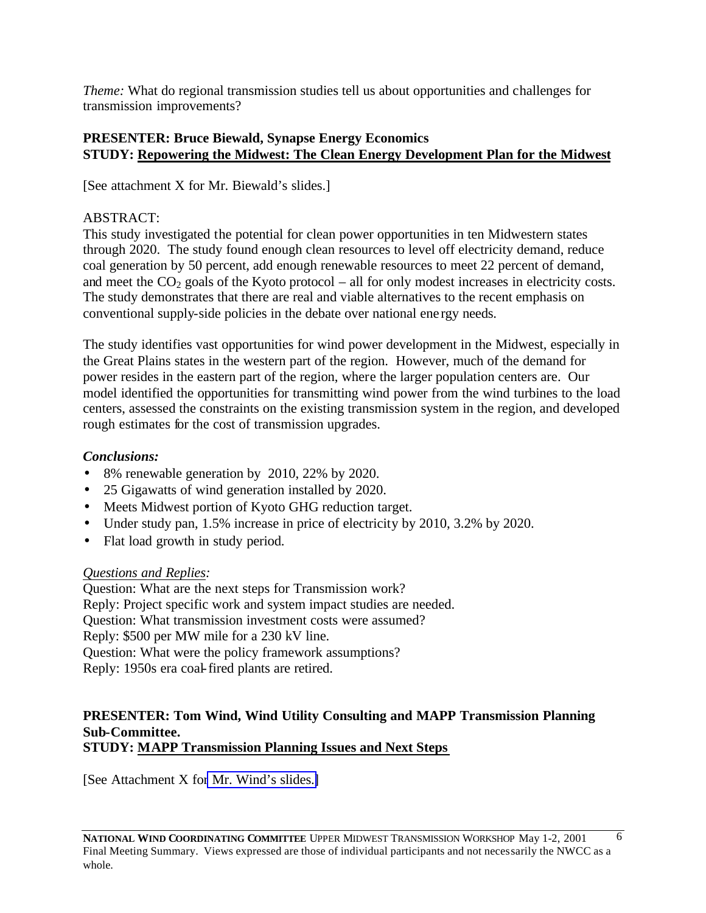*Theme:* What do regional transmission studies tell us about opportunities and challenges for transmission improvements?

**PRESENTER: Bruce Biewald, Synapse Energy Economics**
**STUDY: Repowering the Midwest: The Clean Energy Development Plan for the Midwest**

[See attachment X for Mr. Biewald's slides.]

ABSTRACT:
This study investigated the potential for clean power opportunities in ten Midwestern states through 2020. The study found enough clean resources to level off electricity demand, reduce coal generation by 50 percent, add enough renewable resources to meet 22 percent of demand, and meet the $CO_2$ goals of the Kyoto protocol – all for only modest increases in electricity costs. The study demonstrates that there are real and viable alternatives to the recent emphasis on conventional supply-side policies in the debate over national energy needs.

The study identifies vast opportunities for wind power development in the Midwest, especially in the Great Plains states in the western part of the region. However, much of the demand for power resides in the eastern part of the region, where the larger population centers are. Our model identified the opportunities for transmitting wind power from the wind turbines to the load centers, assessed the constraints on the existing transmission system in the region, and developed rough estimates for the cost of transmission upgrades.

***Conclusions:***

- 8% renewable generation by 2010, 22% by 2020.
- 25 Gigawatts of wind generation installed by 2020.
- Meets Midwest portion of Kyoto GHG reduction target.
- Under study pan, 1.5% increase in price of electricity by 2010, 3.2% by 2020.
- Flat load growth in study period.

*Questions and Replies:*
Question: What are the next steps for Transmission work?
Reply: Project specific work and system impact studies are needed.
Question: What transmission investment costs were assumed?
Reply: $500 per MW mile for a 230 kV line.
Question: What were the policy framework assumptions?
Reply: 1950s era coal-fired plants are retired.

**PRESENTER: Tom Wind, Wind Utility Consulting and MAPP Transmission Planning Sub-Committee.**
**STUDY: MAPP Transmission Planning Issues and Next Steps**

[See Attachment X for Mr. Wind's slides.]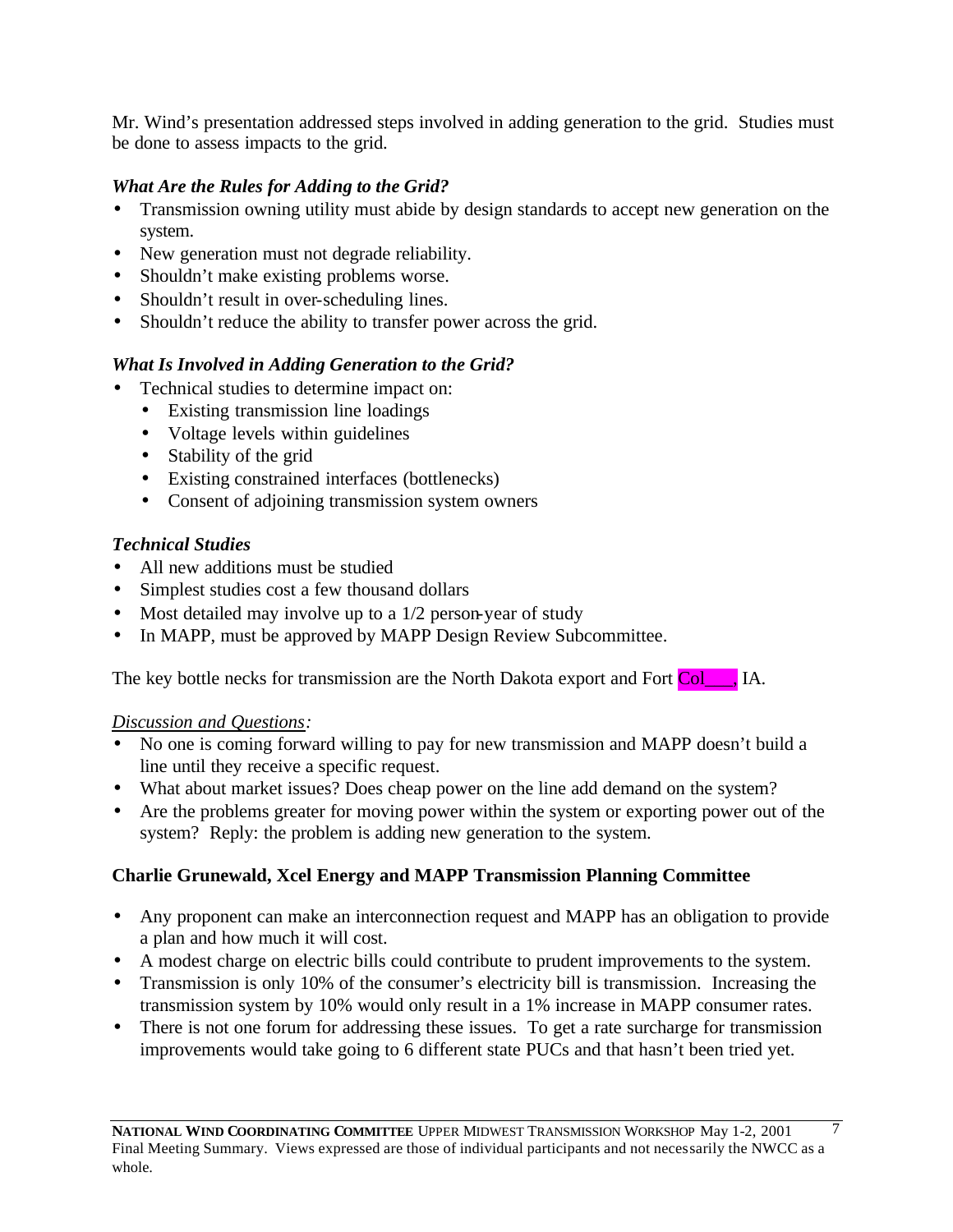Mr. Wind's presentation addressed steps involved in adding generation to the grid. Studies must be done to assess impacts to the grid.

***What Are the Rules for Adding to the Grid?***

- Transmission owning utility must abide by design standards to accept new generation on the system.
- New generation must not degrade reliability.
- Shouldn't make existing problems worse.
- Shouldn't result in over-scheduling lines.
- Shouldn't reduce the ability to transfer power across the grid.

***What Is Involved in Adding Generation to the Grid?***

- Technical studies to determine impact on:
  - Existing transmission line loadings
  - Voltage levels within guidelines
  - Stability of the grid
  - Existing constrained interfaces (bottlenecks)
  - Consent of adjoining transmission system owners

***Technical Studies***

- All new additions must be studied
- Simplest studies cost a few thousand dollars
- Most detailed may involve up to a 1/2 person-year of study
- In MAPP, must be approved by MAPP Design Review Subcommittee.

The key bottle necks for transmission are the North Dakota export and Fort Col___, IA.

<u>*Discussion and Questions*</u>:

- No one is coming forward willing to pay for new transmission and MAPP doesn't build a line until they receive a specific request.
- What about market issues? Does cheap power on the line add demand on the system?
- Are the problems greater for moving power within the system or exporting power out of the system? Reply: the problem is adding new generation to the system.

**Charlie Grunewald, Xcel Energy and MAPP Transmission Planning Committee**

- Any proponent can make an interconnection request and MAPP has an obligation to provide a plan and how much it will cost.
- A modest charge on electric bills could contribute to prudent improvements to the system.
- Transmission is only 10% of the consumer's electricity bill is transmission. Increasing the transmission system by 10% would only result in a 1% increase in MAPP consumer rates.
- There is not one forum for addressing these issues. To get a rate surcharge for transmission improvements would take going to 6 different state PUCs and that hasn't been tried yet.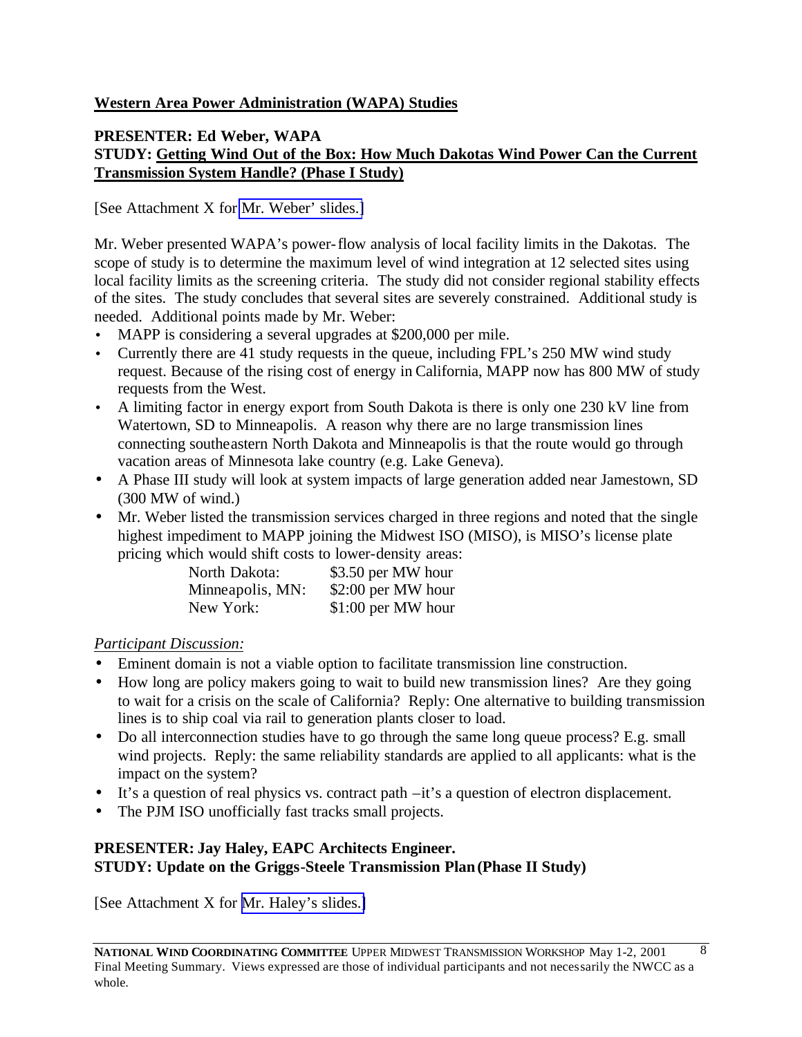## Western Area Power Administration (WAPA) Studies

**PRESENTER: Ed Weber, WAPA**
**STUDY: Getting Wind Out of the Box: How Much Dakotas Wind Power Can the Current Transmission System Handle? (Phase I Study)**

[See Attachment X for Mr. Weber' slides.]

Mr. Weber presented WAPA's power-flow analysis of local facility limits in the Dakotas. The scope of study is to determine the maximum level of wind integration at 12 selected sites using local facility limits as the screening criteria. The study did not consider regional stability effects of the sites. The study concludes that several sites are severely constrained. Additional study is needed. Additional points made by Mr. Weber:

- MAPP is considering a several upgrades at $200,000 per mile.
- Currently there are 41 study requests in the queue, including FPL's 250 MW wind study request. Because of the rising cost of energy in California, MAPP now has 800 MW of study requests from the West.
- A limiting factor in energy export from South Dakota is there is only one 230 kV line from Watertown, SD to Minneapolis. A reason why there are no large transmission lines connecting southeastern North Dakota and Minneapolis is that the route would go through vacation areas of Minnesota lake country (e.g. Lake Geneva).
- A Phase III study will look at system impacts of large generation added near Jamestown, SD (300 MW of wind.)
- Mr. Weber listed the transmission services charged in three regions and noted that the single highest impediment to MAPP joining the Midwest ISO (MISO), is MISO's license plate pricing which would shift costs to lower-density areas:

| | |
|---|---|
| North Dakota: | $3.50 per MW hour |
| Minneapolis, MN: | $2:00 per MW hour |
| New York: | $1:00 per MW hour |

*Participant Discussion:*

- Eminent domain is not a viable option to facilitate transmission line construction.
- How long are policy makers going to wait to build new transmission lines? Are they going to wait for a crisis on the scale of California? Reply: One alternative to building transmission lines is to ship coal via rail to generation plants closer to load.
- Do all interconnection studies have to go through the same long queue process? E.g. small wind projects. Reply: the same reliability standards are applied to all applicants: what is the impact on the system?
- It's a question of real physics vs. contract path –it's a question of electron displacement.
- The PJM ISO unofficially fast tracks small projects.

**PRESENTER: Jay Haley, EAPC Architects Engineer.**
**STUDY: Update on the Griggs-Steele Transmission Plan (Phase II Study)**

[See Attachment X for Mr. Haley's slides.]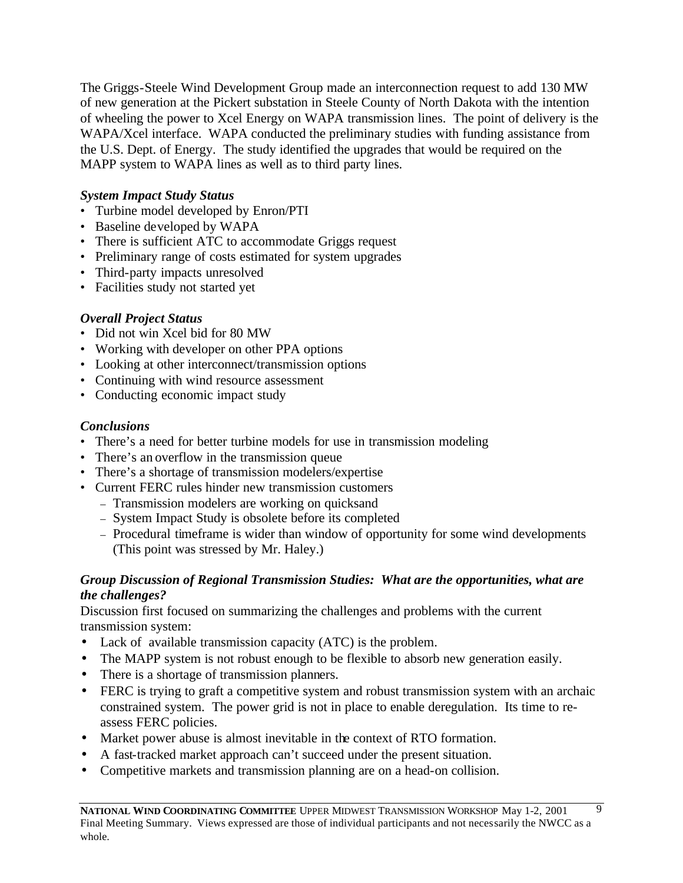The Griggs-Steele Wind Development Group made an interconnection request to add 130 MW of new generation at the Pickert substation in Steele County of North Dakota with the intention of wheeling the power to Xcel Energy on WAPA transmission lines. The point of delivery is the WAPA/Xcel interface. WAPA conducted the preliminary studies with funding assistance from the U.S. Dept. of Energy. The study identified the upgrades that would be required on the MAPP system to WAPA lines as well as to third party lines.

***System Impact Study Status***

- Turbine model developed by Enron/PTI
- Baseline developed by WAPA
- There is sufficient ATC to accommodate Griggs request
- Preliminary range of costs estimated for system upgrades
- Third-party impacts unresolved
- Facilities study not started yet

***Overall Project Status***

- Did not win Xcel bid for 80 MW
- Working with developer on other PPA options
- Looking at other interconnect/transmission options
- Continuing with wind resource assessment
- Conducting economic impact study

***Conclusions***

- There's a need for better turbine models for use in transmission modeling
- There's an overflow in the transmission queue
- There's a shortage of transmission modelers/expertise
- Current FERC rules hinder new transmission customers
  - Transmission modelers are working on quicksand
  - System Impact Study is obsolete before its completed
  - Procedural timeframe is wider than window of opportunity for some wind developments (This point was stressed by Mr. Haley.)

***Group Discussion of Regional Transmission Studies: What are the opportunities, what are the challenges?***

Discussion first focused on summarizing the challenges and problems with the current transmission system:

- Lack of available transmission capacity (ATC) is the problem.
- The MAPP system is not robust enough to be flexible to absorb new generation easily.
- There is a shortage of transmission planners.
- FERC is trying to graft a competitive system and robust transmission system with an archaic constrained system. The power grid is not in place to enable deregulation. Its time to re-assess FERC policies.
- Market power abuse is almost inevitable in the context of RTO formation.
- A fast-tracked market approach can't succeed under the present situation.
- Competitive markets and transmission planning are on a head-on collision.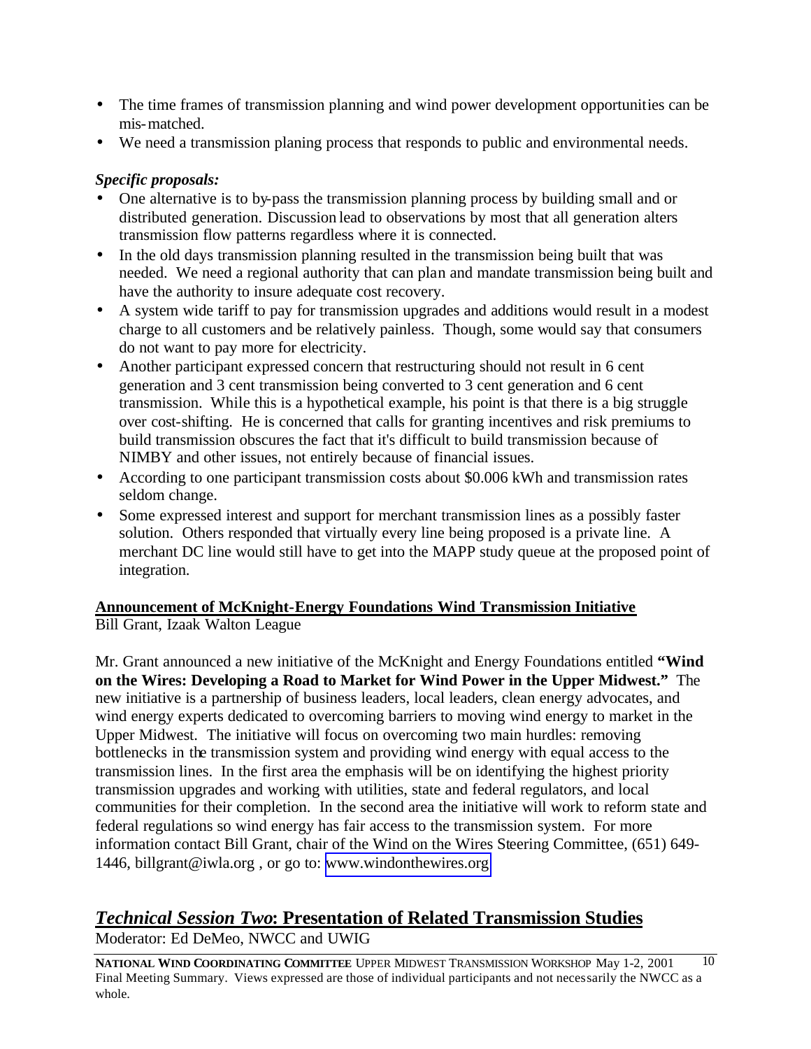- The time frames of transmission planning and wind power development opportunities can be mis-matched.
- We need a transmission planing process that responds to public and environmental needs.

***Specific proposals:***

- One alternative is to by-pass the transmission planning process by building small and or distributed generation. Discussion lead to observations by most that all generation alters transmission flow patterns regardless where it is connected.
- In the old days transmission planning resulted in the transmission being built that was needed. We need a regional authority that can plan and mandate transmission being built and have the authority to insure adequate cost recovery.
- A system wide tariff to pay for transmission upgrades and additions would result in a modest charge to all customers and be relatively painless. Though, some would say that consumers do not want to pay more for electricity.
- Another participant expressed concern that restructuring should not result in 6 cent generation and 3 cent transmission being converted to 3 cent generation and 6 cent transmission. While this is a hypothetical example, his point is that there is a big struggle over cost-shifting. He is concerned that calls for granting incentives and risk premiums to build transmission obscures the fact that it's difficult to build transmission because of NIMBY and other issues, not entirely because of financial issues.
- According to one participant transmission costs about $0.006 kWh and transmission rates seldom change.
- Some expressed interest and support for merchant transmission lines as a possibly faster solution. Others responded that virtually every line being proposed is a private line. A merchant DC line would still have to get into the MAPP study queue at the proposed point of integration.

**Announcement of McKnight-Energy Foundations Wind Transmission Initiative**
Bill Grant, Izaak Walton League

Mr. Grant announced a new initiative of the McKnight and Energy Foundations entitled **"Wind on the Wires: Developing a Road to Market for Wind Power in the Upper Midwest."** The new initiative is a partnership of business leaders, local leaders, clean energy advocates, and wind energy experts dedicated to overcoming barriers to moving wind energy to market in the Upper Midwest. The initiative will focus on overcoming two main hurdles: removing bottlenecks in the transmission system and providing wind energy with equal access to the transmission lines. In the first area the emphasis will be on identifying the highest priority transmission upgrades and working with utilities, state and federal regulators, and local communities for their completion. In the second area the initiative will work to reform state and federal regulations so wind energy has fair access to the transmission system. For more information contact Bill Grant, chair of the Wind on the Wires Steering Committee, (651) 649-1446, billgrant@iwla.org , or go to: www.windonthewires.org

## *Technical Session Two*: Presentation of Related Transmission Studies

Moderator: Ed DeMeo, NWCC and UWIG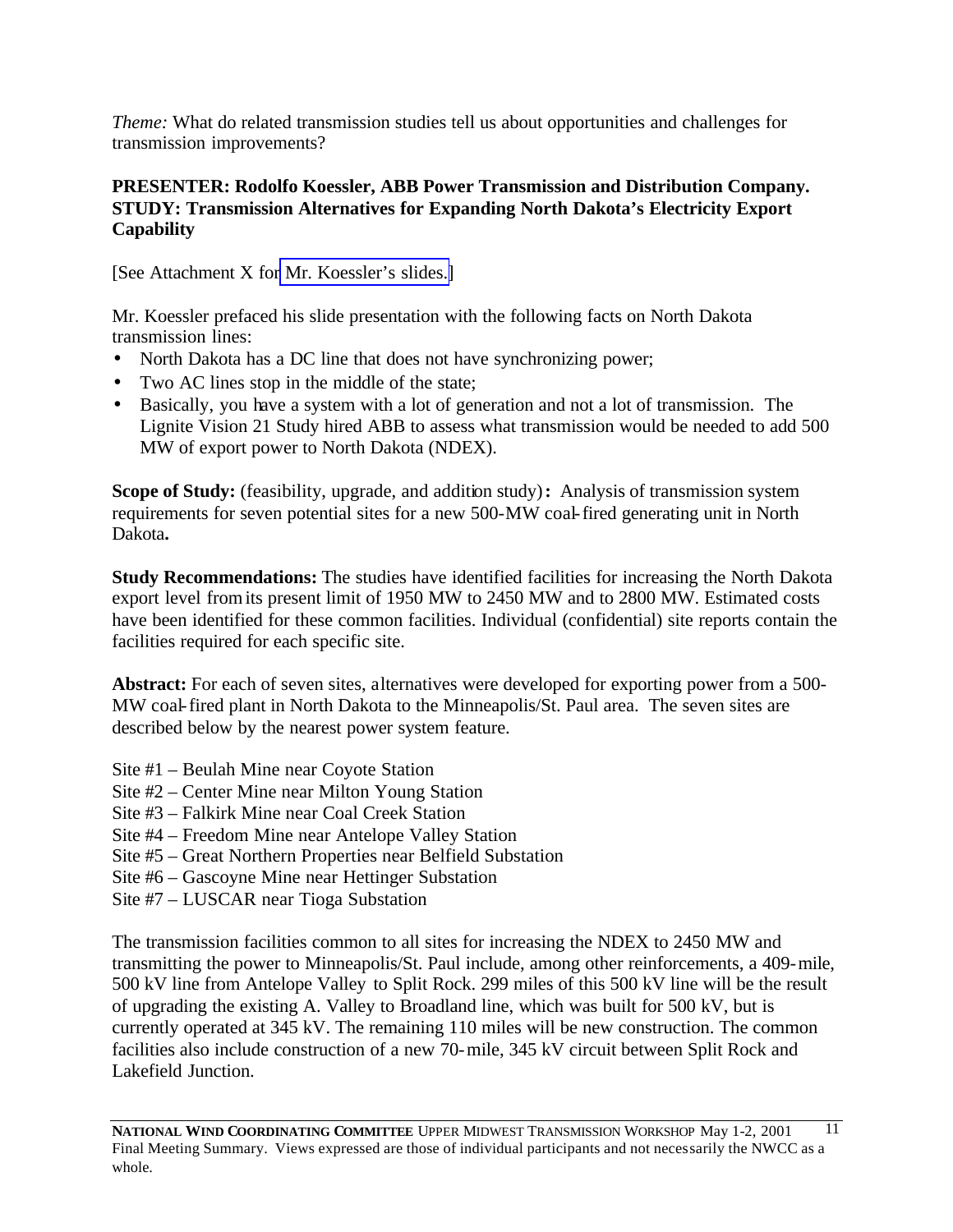*Theme:* What do related transmission studies tell us about opportunities and challenges for transmission improvements?

**PRESENTER: Rodolfo Koessler, ABB Power Transmission and Distribution Company. STUDY: Transmission Alternatives for Expanding North Dakota's Electricity Export Capability**

[See Attachment X for Mr. Koessler's slides.]

Mr. Koessler prefaced his slide presentation with the following facts on North Dakota transmission lines:

- North Dakota has a DC line that does not have synchronizing power;
- Two AC lines stop in the middle of the state;
- Basically, you have a system with a lot of generation and not a lot of transmission. The Lignite Vision 21 Study hired ABB to assess what transmission would be needed to add 500 MW of export power to North Dakota (NDEX).

**Scope of Study:** (feasibility, upgrade, and addition study)**:** Analysis of transmission system requirements for seven potential sites for a new 500-MW coal-fired generating unit in North Dakota**.**

**Study Recommendations:** The studies have identified facilities for increasing the North Dakota export level from its present limit of 1950 MW to 2450 MW and to 2800 MW. Estimated costs have been identified for these common facilities. Individual (confidential) site reports contain the facilities required for each specific site.

**Abstract:** For each of seven sites, alternatives were developed for exporting power from a 500-MW coal-fired plant in North Dakota to the Minneapolis/St. Paul area. The seven sites are described below by the nearest power system feature.

Site #1 – Beulah Mine near Coyote Station
Site #2 – Center Mine near Milton Young Station
Site #3 – Falkirk Mine near Coal Creek Station
Site #4 – Freedom Mine near Antelope Valley Station
Site #5 – Great Northern Properties near Belfield Substation
Site #6 – Gascoyne Mine near Hettinger Substation
Site #7 – LUSCAR near Tioga Substation

The transmission facilities common to all sites for increasing the NDEX to 2450 MW and transmitting the power to Minneapolis/St. Paul include, among other reinforcements, a 409-mile, 500 kV line from Antelope Valley to Split Rock. 299 miles of this 500 kV line will be the result of upgrading the existing A. Valley to Broadland line, which was built for 500 kV, but is currently operated at 345 kV. The remaining 110 miles will be new construction. The common facilities also include construction of a new 70-mile, 345 kV circuit between Split Rock and Lakefield Junction.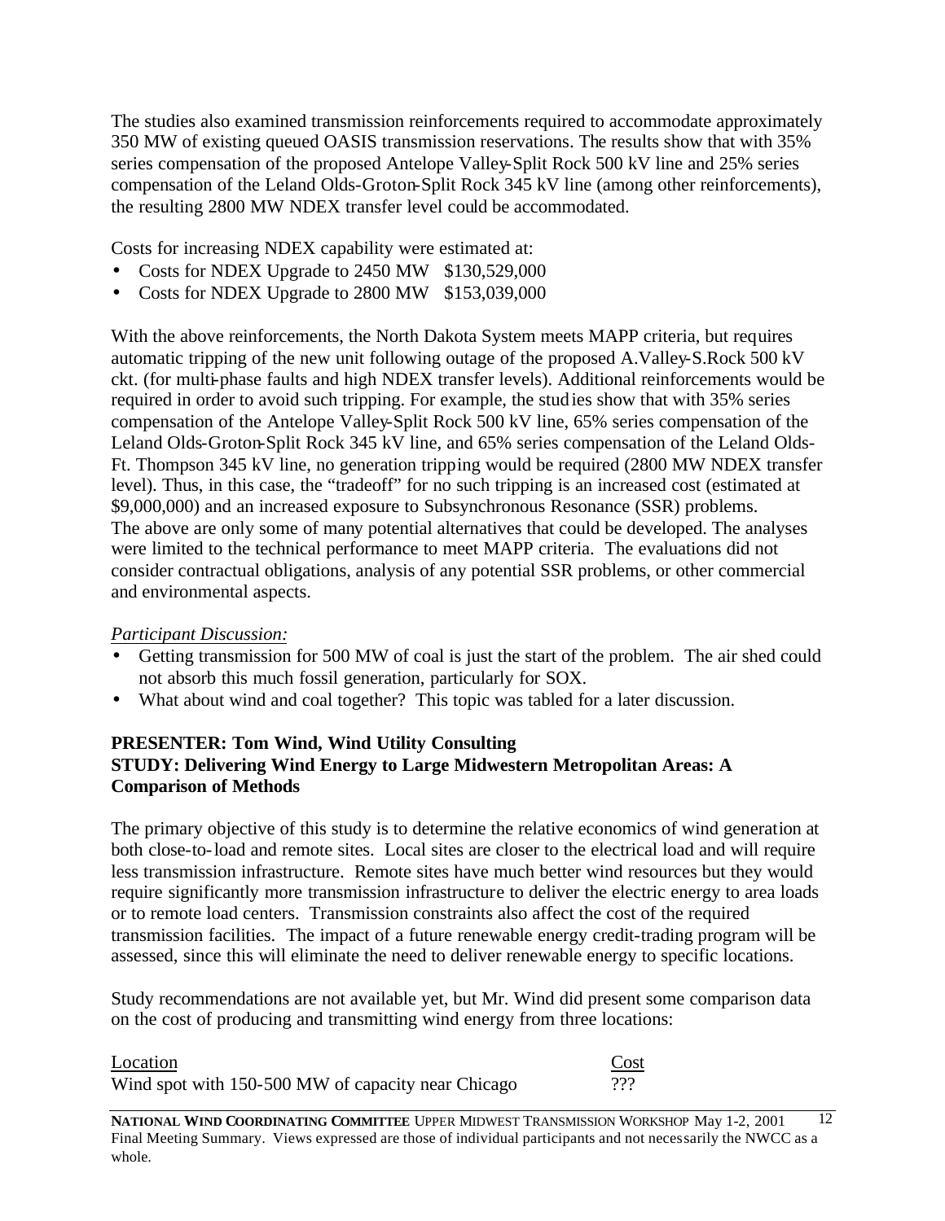The studies also examined transmission reinforcements required to accommodate approximately 350 MW of existing queued OASIS transmission reservations. The results show that with 35% series compensation of the proposed Antelope Valley-Split Rock 500 kV line and 25% series compensation of the Leland Olds-Groton-Split Rock 345 kV line (among other reinforcements), the resulting 2800 MW NDEX transfer level could be accommodated.

Costs for increasing NDEX capability were estimated at:

- Costs for NDEX Upgrade to 2450 MW $130,529,000
- Costs for NDEX Upgrade to 2800 MW $153,039,000

With the above reinforcements, the North Dakota System meets MAPP criteria, but requires automatic tripping of the new unit following outage of the proposed A.Valley-S.Rock 500 kV ckt. (for multi-phase faults and high NDEX transfer levels). Additional reinforcements would be required in order to avoid such tripping. For example, the studies show that with 35% series compensation of the Antelope Valley-Split Rock 500 kV line, 65% series compensation of the Leland Olds-Groton-Split Rock 345 kV line, and 65% series compensation of the Leland Olds-Ft. Thompson 345 kV line, no generation tripping would be required (2800 MW NDEX transfer level). Thus, in this case, the "tradeoff" for no such tripping is an increased cost (estimated at $9,000,000) and an increased exposure to Subsynchronous Resonance (SSR) problems. The above are only some of many potential alternatives that could be developed. The analyses were limited to the technical performance to meet MAPP criteria. The evaluations did not consider contractual obligations, analysis of any potential SSR problems, or other commercial and environmental aspects.

*Participant Discussion:*

- Getting transmission for 500 MW of coal is just the start of the problem. The air shed could not absorb this much fossil generation, particularly for SOX.
- What about wind and coal together? This topic was tabled for a later discussion.

**PRESENTER: Tom Wind, Wind Utility Consulting**
**STUDY: Delivering Wind Energy to Large Midwestern Metropolitan Areas: A Comparison of Methods**

The primary objective of this study is to determine the relative economics of wind generation at both close-to-load and remote sites. Local sites are closer to the electrical load and will require less transmission infrastructure. Remote sites have much better wind resources but they would require significantly more transmission infrastructure to deliver the electric energy to area loads or to remote load centers. Transmission constraints also affect the cost of the required transmission facilities. The impact of a future renewable energy credit-trading program will be assessed, since this will eliminate the need to deliver renewable energy to specific locations.

Study recommendations are not available yet, but Mr. Wind did present some comparison data on the cost of producing and transmitting wind energy from three locations:

| Location | Cost |
|---|---|
| Wind spot with 150-500 MW of capacity near Chicago | ??? |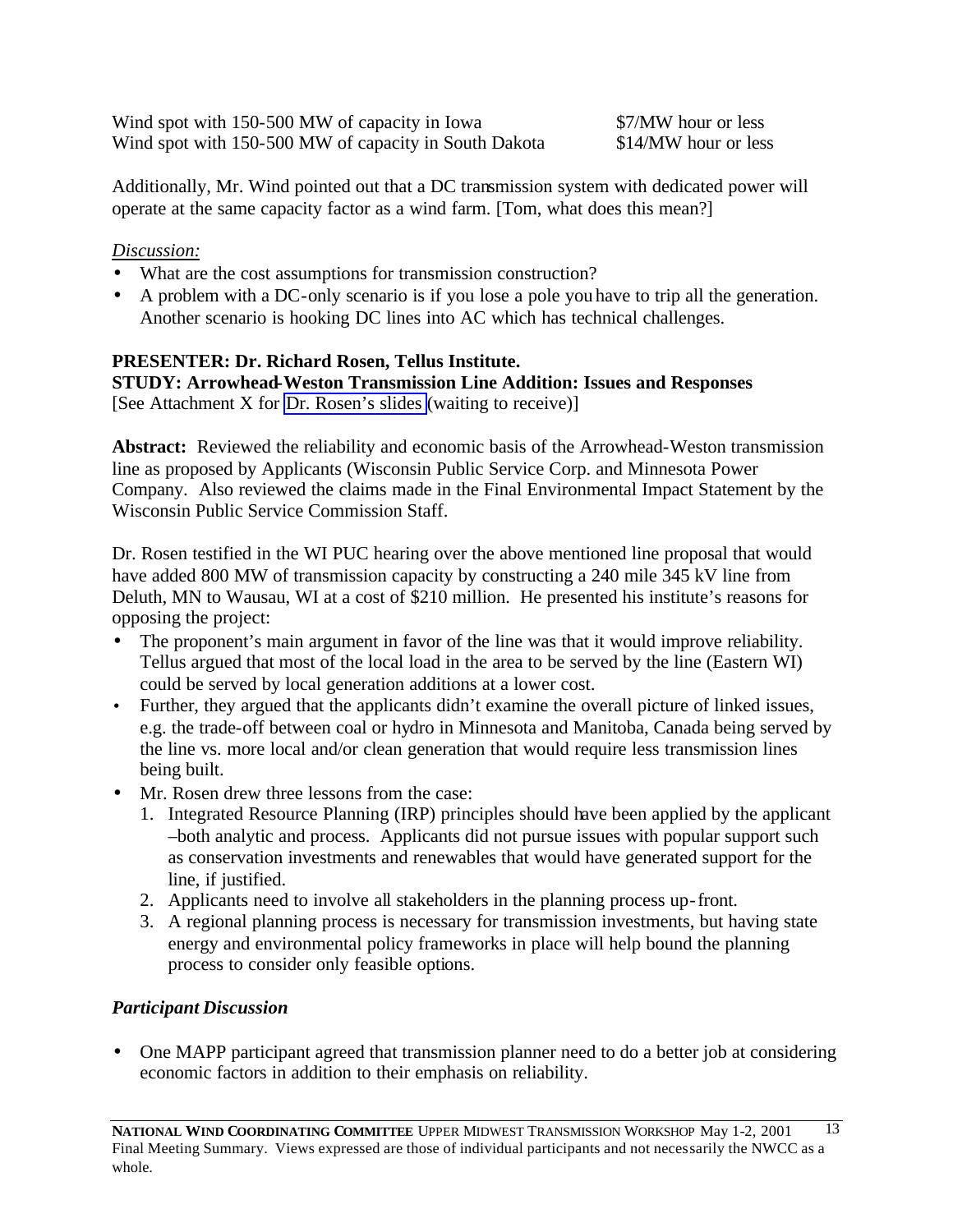| | |
|---|---|
| Wind spot with 150-500 MW of capacity in Iowa | $7/MW hour or less |
| Wind spot with 150-500 MW of capacity in South Dakota | $14/MW hour or less |

Additionally, Mr. Wind pointed out that a DC transmission system with dedicated power will operate at the same capacity factor as a wind farm. [Tom, what does this mean?]

*Discussion:*

- What are the cost assumptions for transmission construction?
- A problem with a DC-only scenario is if you lose a pole you have to trip all the generation. Another scenario is hooking DC lines into AC which has technical challenges.

**PRESENTER: Dr. Richard Rosen, Tellus Institute.**
**STUDY: Arrowhead-Weston Transmission Line Addition: Issues and Responses**
[See Attachment X for Dr. Rosen's slides (waiting to receive)]

**Abstract:** Reviewed the reliability and economic basis of the Arrowhead-Weston transmission line as proposed by Applicants (Wisconsin Public Service Corp. and Minnesota Power Company. Also reviewed the claims made in the Final Environmental Impact Statement by the Wisconsin Public Service Commission Staff.

Dr. Rosen testified in the WI PUC hearing over the above mentioned line proposal that would have added 800 MW of transmission capacity by constructing a 240 mile 345 kV line from Deluth, MN to Wausau, WI at a cost of $210 million. He presented his institute's reasons for opposing the project:

- The proponent's main argument in favor of the line was that it would improve reliability. Tellus argued that most of the local load in the area to be served by the line (Eastern WI) could be served by local generation additions at a lower cost.
- Further, they argued that the applicants didn't examine the overall picture of linked issues, e.g. the trade-off between coal or hydro in Minnesota and Manitoba, Canada being served by the line vs. more local and/or clean generation that would require less transmission lines being built.
- Mr. Rosen drew three lessons from the case:
  1. Integrated Resource Planning (IRP) principles should have been applied by the applicant –both analytic and process. Applicants did not pursue issues with popular support such as conservation investments and renewables that would have generated support for the line, if justified.
  2. Applicants need to involve all stakeholders in the planning process up-front.
  3. A regional planning process is necessary for transmission investments, but having state energy and environmental policy frameworks in place will help bound the planning process to consider only feasible options.

### *Participant Discussion*

- One MAPP participant agreed that transmission planner need to do a better job at considering economic factors in addition to their emphasis on reliability.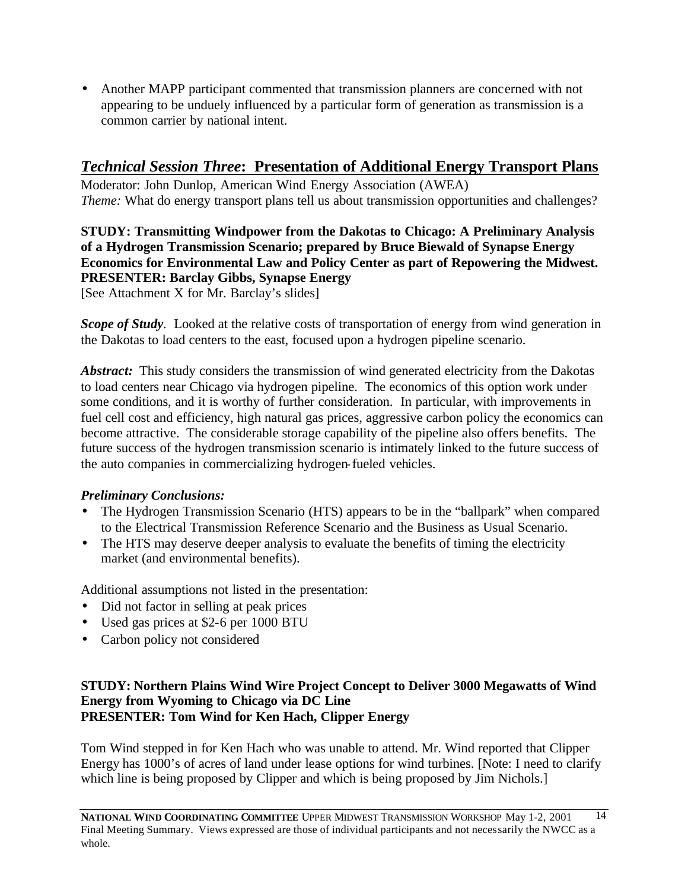- Another MAPP participant commented that transmission planners are concerned with not appearing to be unduely influenced by a particular form of generation as transmission is a common carrier by national intent.

## *Technical Session Three*: Presentation of Additional Energy Transport Plans

Moderator: John Dunlop, American Wind Energy Association (AWEA)
*Theme:* What do energy transport plans tell us about transmission opportunities and challenges?

**STUDY: Transmitting Windpower from the Dakotas to Chicago: A Preliminary Analysis of a Hydrogen Transmission Scenario; prepared by Bruce Biewald of Synapse Energy Economics for Environmental Law and Policy Center as part of Repowering the Midwest.**
**PRESENTER: Barclay Gibbs, Synapse Energy**
[See Attachment X for Mr. Barclay's slides]

***Scope of Study***. Looked at the relative costs of transportation of energy from wind generation in the Dakotas to load centers to the east, focused upon a hydrogen pipeline scenario.

***Abstract:*** This study considers the transmission of wind generated electricity from the Dakotas to load centers near Chicago via hydrogen pipeline. The economics of this option work under some conditions, and it is worthy of further consideration. In particular, with improvements in fuel cell cost and efficiency, high natural gas prices, aggressive carbon policy the economics can become attractive. The considerable storage capability of the pipeline also offers benefits. The future success of the hydrogen transmission scenario is intimately linked to the future success of the auto companies in commercializing hydrogen-fueled vehicles.

***Preliminary Conclusions:***

- The Hydrogen Transmission Scenario (HTS) appears to be in the "ballpark" when compared to the Electrical Transmission Reference Scenario and the Business as Usual Scenario.
- The HTS may deserve deeper analysis to evaluate the benefits of timing the electricity market (and environmental benefits).

Additional assumptions not listed in the presentation:

- Did not factor in selling at peak prices
- Used gas prices at $2-6 per 1000 BTU
- Carbon policy not considered

**STUDY: Northern Plains Wind Wire Project Concept to Deliver 3000 Megawatts of Wind Energy from Wyoming to Chicago via DC Line**
**PRESENTER: Tom Wind for Ken Hach, Clipper Energy**

Tom Wind stepped in for Ken Hach who was unable to attend. Mr. Wind reported that Clipper Energy has 1000's of acres of land under lease options for wind turbines. [Note: I need to clarify which line is being proposed by Clipper and which is being proposed by Jim Nichols.]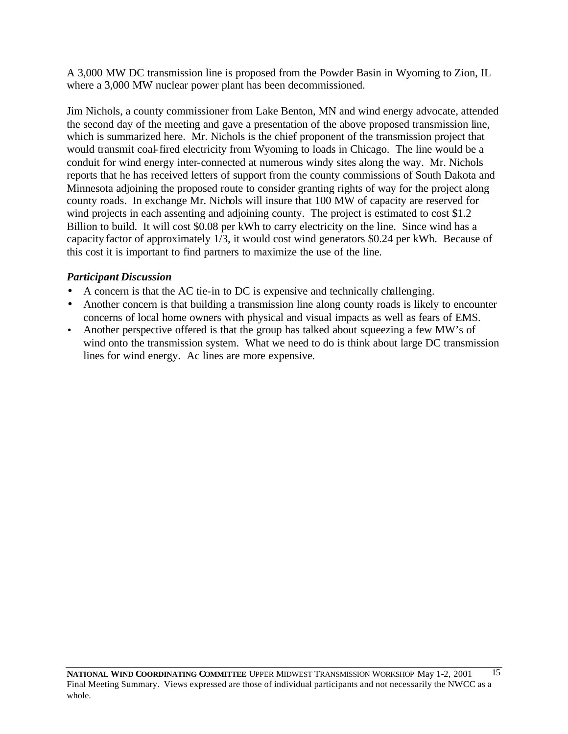A 3,000 MW DC transmission line is proposed from the Powder Basin in Wyoming to Zion, IL where a 3,000 MW nuclear power plant has been decommissioned.

Jim Nichols, a county commissioner from Lake Benton, MN and wind energy advocate, attended the second day of the meeting and gave a presentation of the above proposed transmission line, which is summarized here. Mr. Nichols is the chief proponent of the transmission project that would transmit coal-fired electricity from Wyoming to loads in Chicago. The line would be a conduit for wind energy inter-connected at numerous windy sites along the way. Mr. Nichols reports that he has received letters of support from the county commissions of South Dakota and Minnesota adjoining the proposed route to consider granting rights of way for the project along county roads. In exchange Mr. Nichols will insure that 100 MW of capacity are reserved for wind projects in each assenting and adjoining county. The project is estimated to cost $1.2 Billion to build. It will cost $0.08 per kWh to carry electricity on the line. Since wind has a capacity factor of approximately 1/3, it would cost wind generators $0.24 per kWh. Because of this cost it is important to find partners to maximize the use of the line.

***Participant Discussion***

- A concern is that the AC tie-in to DC is expensive and technically challenging.
- Another concern is that building a transmission line along county roads is likely to encounter concerns of local home owners with physical and visual impacts as well as fears of EMS.
- Another perspective offered is that the group has talked about squeezing a few MW's of wind onto the transmission system. What we need to do is think about large DC transmission lines for wind energy. Ac lines are more expensive.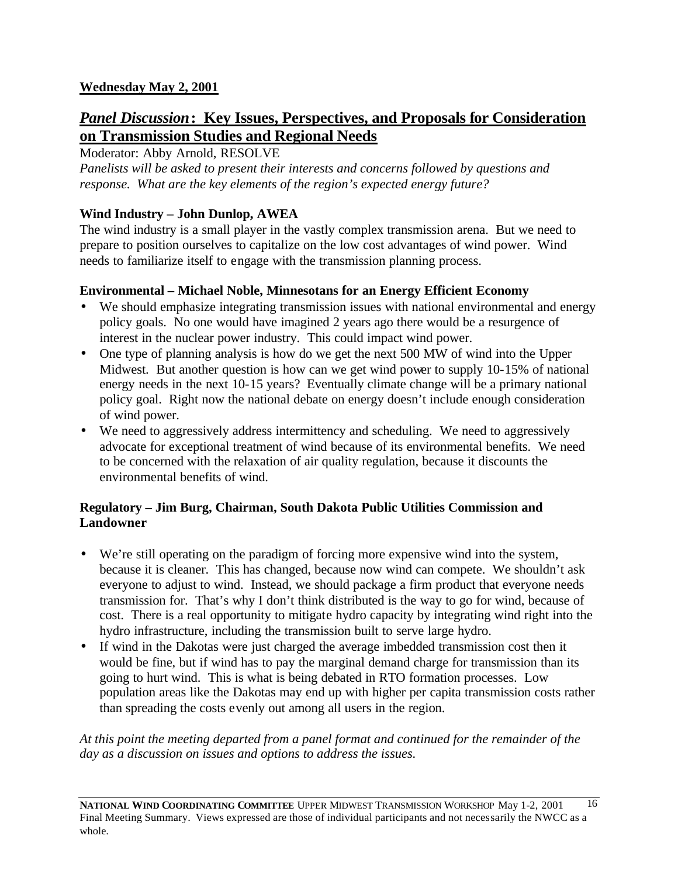**Wednesday May 2, 2001**

## *Panel Discussion*: Key Issues, Perspectives, and Proposals for Consideration on Transmission Studies and Regional Needs

Moderator: Abby Arnold, RESOLVE

*Panelists will be asked to present their interests and concerns followed by questions and response. What are the key elements of the region's expected energy future?*

**Wind Industry – John Dunlop, AWEA**

The wind industry is a small player in the vastly complex transmission arena. But we need to prepare to position ourselves to capitalize on the low cost advantages of wind power. Wind needs to familiarize itself to engage with the transmission planning process.

**Environmental – Michael Noble, Minnesotans for an Energy Efficient Economy**

- We should emphasize integrating transmission issues with national environmental and energy policy goals. No one would have imagined 2 years ago there would be a resurgence of interest in the nuclear power industry. This could impact wind power.
- One type of planning analysis is how do we get the next 500 MW of wind into the Upper Midwest. But another question is how can we get wind power to supply 10-15% of national energy needs in the next 10-15 years? Eventually climate change will be a primary national policy goal. Right now the national debate on energy doesn't include enough consideration of wind power.
- We need to aggressively address intermittency and scheduling. We need to aggressively advocate for exceptional treatment of wind because of its environmental benefits. We need to be concerned with the relaxation of air quality regulation, because it discounts the environmental benefits of wind.

**Regulatory – Jim Burg, Chairman, South Dakota Public Utilities Commission and Landowner**

- We're still operating on the paradigm of forcing more expensive wind into the system, because it is cleaner. This has changed, because now wind can compete. We shouldn't ask everyone to adjust to wind. Instead, we should package a firm product that everyone needs transmission for. That's why I don't think distributed is the way to go for wind, because of cost. There is a real opportunity to mitigate hydro capacity by integrating wind right into the hydro infrastructure, including the transmission built to serve large hydro.
- If wind in the Dakotas were just charged the average imbedded transmission cost then it would be fine, but if wind has to pay the marginal demand charge for transmission than its going to hurt wind. This is what is being debated in RTO formation processes. Low population areas like the Dakotas may end up with higher per capita transmission costs rather than spreading the costs evenly out among all users in the region.

*At this point the meeting departed from a panel format and continued for the remainder of the day as a discussion on issues and options to address the issues.*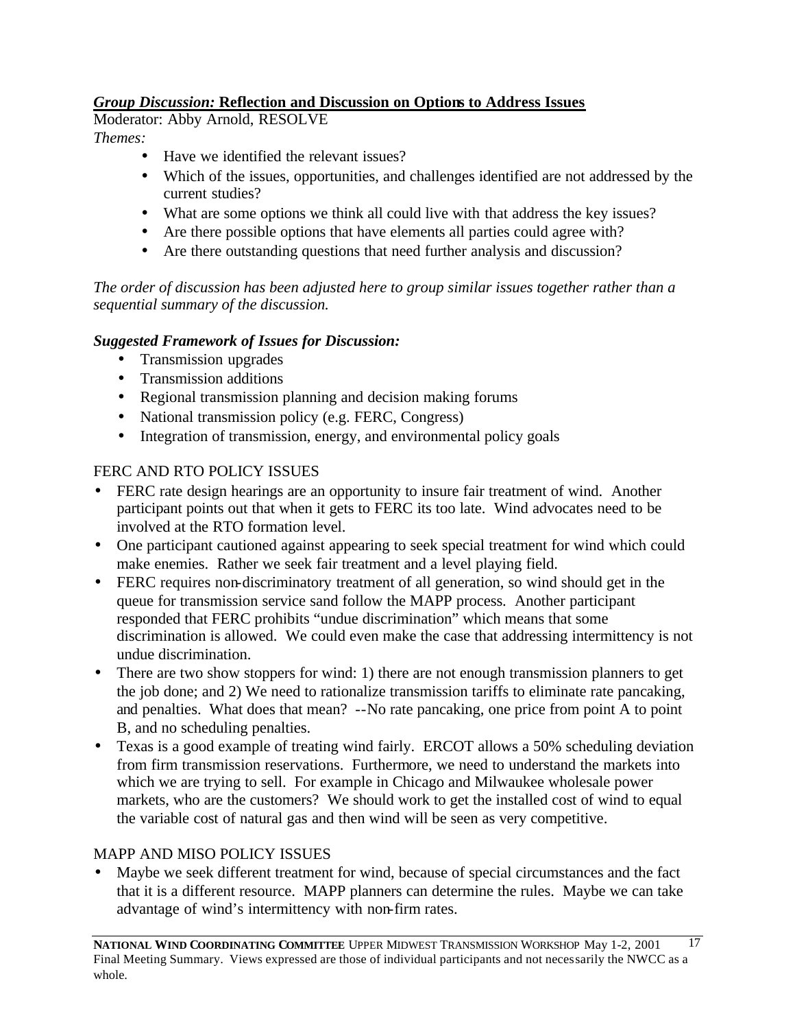***Group Discussion:* Reflection and Discussion on Options to Address Issues**

Moderator: Abby Arnold, RESOLVE

*Themes:*

- Have we identified the relevant issues?
- Which of the issues, opportunities, and challenges identified are not addressed by the current studies?
- What are some options we think all could live with that address the key issues?
- Are there possible options that have elements all parties could agree with?
- Are there outstanding questions that need further analysis and discussion?

*The order of discussion has been adjusted here to group similar issues together rather than a sequential summary of the discussion.*

***Suggested Framework of Issues for Discussion:***

- Transmission upgrades
- Transmission additions
- Regional transmission planning and decision making forums
- National transmission policy (e.g. FERC, Congress)
- Integration of transmission, energy, and environmental policy goals

FERC AND RTO POLICY ISSUES

- FERC rate design hearings are an opportunity to insure fair treatment of wind. Another participant points out that when it gets to FERC its too late. Wind advocates need to be involved at the RTO formation level.
- One participant cautioned against appearing to seek special treatment for wind which could make enemies. Rather we seek fair treatment and a level playing field.
- FERC requires non-discriminatory treatment of all generation, so wind should get in the queue for transmission service sand follow the MAPP process. Another participant responded that FERC prohibits "undue discrimination" which means that some discrimination is allowed. We could even make the case that addressing intermittency is not undue discrimination.
- There are two show stoppers for wind: 1) there are not enough transmission planners to get the job done; and 2) We need to rationalize transmission tariffs to eliminate rate pancaking, and penalties. What does that mean? --No rate pancaking, one price from point A to point B, and no scheduling penalties.
- Texas is a good example of treating wind fairly. ERCOT allows a 50% scheduling deviation from firm transmission reservations. Furthermore, we need to understand the markets into which we are trying to sell. For example in Chicago and Milwaukee wholesale power markets, who are the customers? We should work to get the installed cost of wind to equal the variable cost of natural gas and then wind will be seen as very competitive.

MAPP AND MISO POLICY ISSUES

- Maybe we seek different treatment for wind, because of special circumstances and the fact that it is a different resource. MAPP planners can determine the rules. Maybe we can take advantage of wind's intermittency with non-firm rates.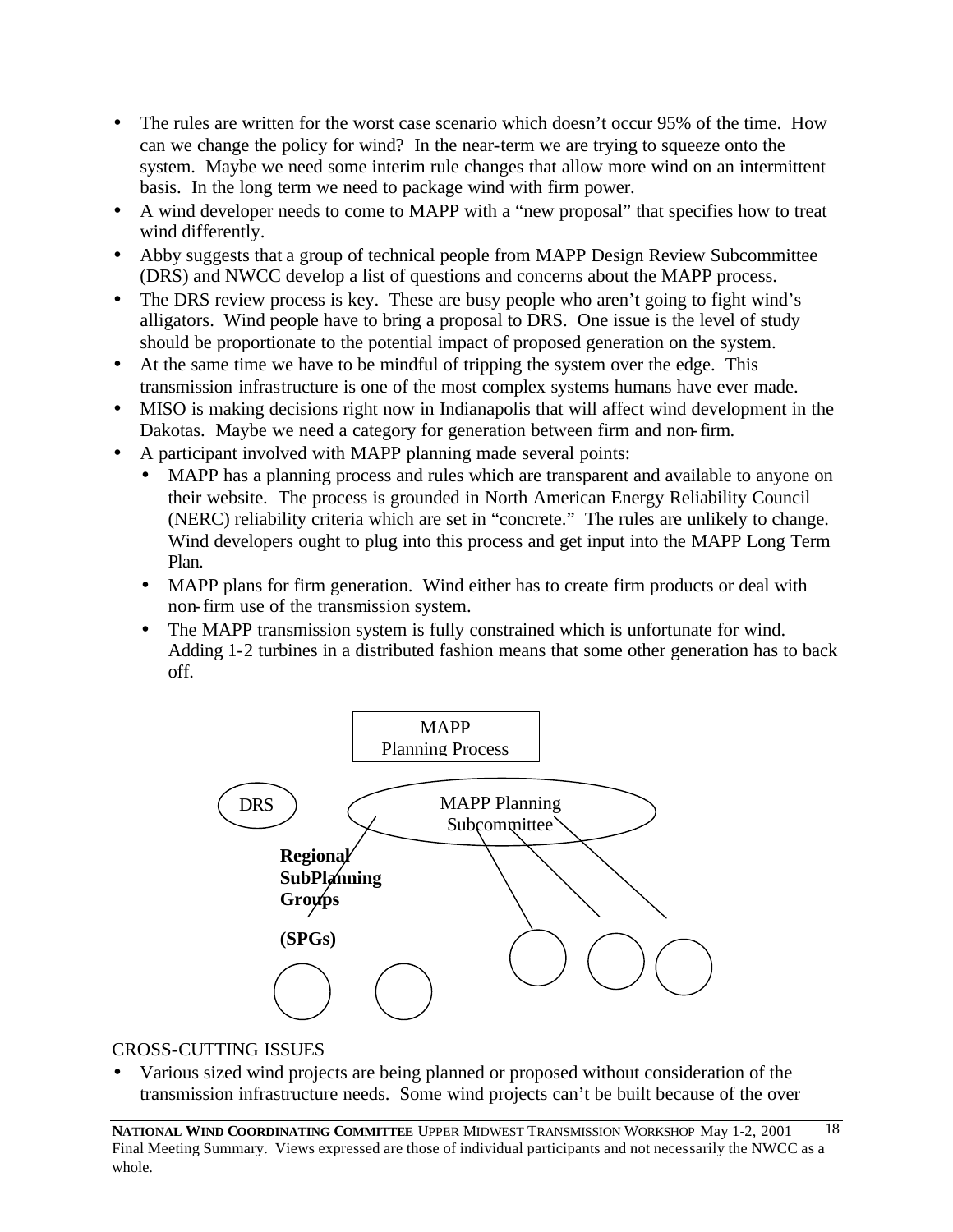- The rules are written for the worst case scenario which doesn't occur 95% of the time. How can we change the policy for wind? In the near-term we are trying to squeeze onto the system. Maybe we need some interim rule changes that allow more wind on an intermittent basis. In the long term we need to package wind with firm power.
- A wind developer needs to come to MAPP with a "new proposal" that specifies how to treat wind differently.
- Abby suggests that a group of technical people from MAPP Design Review Subcommittee (DRS) and NWCC develop a list of questions and concerns about the MAPP process.
- The DRS review process is key. These are busy people who aren't going to fight wind's alligators. Wind people have to bring a proposal to DRS. One issue is the level of study should be proportionate to the potential impact of proposed generation on the system.
- At the same time we have to be mindful of tripping the system over the edge. This transmission infrastructure is one of the most complex systems humans have ever made.
- MISO is making decisions right now in Indianapolis that will affect wind development in the Dakotas. Maybe we need a category for generation between firm and non-firm.
- A participant involved with MAPP planning made several points:
  - MAPP has a planning process and rules which are transparent and available to anyone on their website. The process is grounded in North American Energy Reliability Council (NERC) reliability criteria which are set in "concrete." The rules are unlikely to change. Wind developers ought to plug into this process and get input into the MAPP Long Term Plan.
  - MAPP plans for firm generation. Wind either has to create firm products or deal with non-firm use of the transmission system.
  - The MAPP transmission system is fully constrained which is unfortunate for wind. Adding 1-2 turbines in a distributed fashion means that some other generation has to back off.

MAPP Planning Process

DRS

MAPP Planning Subcommittee

**Regional SubPlanning Groups**

**(SPGs)**

CROSS-CUTTING ISSUES

- Various sized wind projects are being planned or proposed without consideration of the transmission infrastructure needs. Some wind projects can't be built because of the over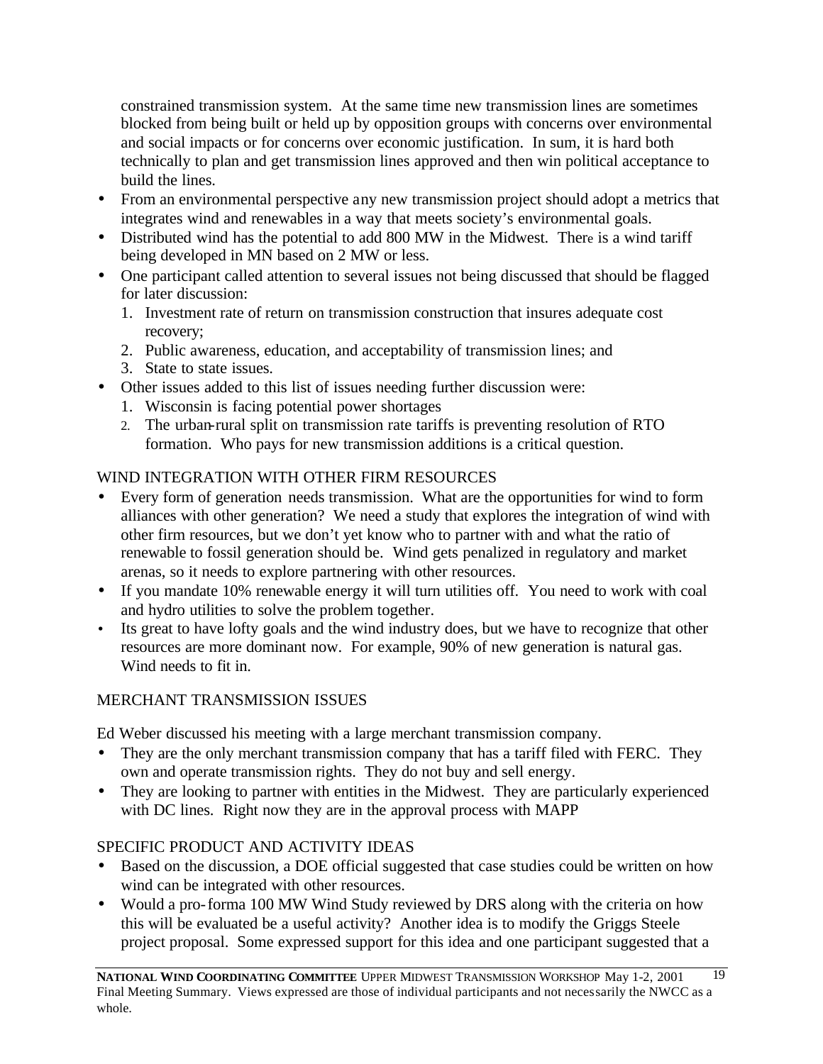constrained transmission system. At the same time new transmission lines are sometimes blocked from being built or held up by opposition groups with concerns over environmental and social impacts or for concerns over economic justification. In sum, it is hard both technically to plan and get transmission lines approved and then win political acceptance to build the lines.

- From an environmental perspective any new transmission project should adopt a metrics that integrates wind and renewables in a way that meets society's environmental goals.
- Distributed wind has the potential to add 800 MW in the Midwest. There is a wind tariff being developed in MN based on 2 MW or less.
- One participant called attention to several issues not being discussed that should be flagged for later discussion:
  1. Investment rate of return on transmission construction that insures adequate cost recovery;
  2. Public awareness, education, and acceptability of transmission lines; and
  3. State to state issues.
- Other issues added to this list of issues needing further discussion were:
  1. Wisconsin is facing potential power shortages
  2. The urban-rural split on transmission rate tariffs is preventing resolution of RTO formation. Who pays for new transmission additions is a critical question.

## WIND INTEGRATION WITH OTHER FIRM RESOURCES

- Every form of generation needs transmission. What are the opportunities for wind to form alliances with other generation? We need a study that explores the integration of wind with other firm resources, but we don't yet know who to partner with and what the ratio of renewable to fossil generation should be. Wind gets penalized in regulatory and market arenas, so it needs to explore partnering with other resources.
- If you mandate 10% renewable energy it will turn utilities off. You need to work with coal and hydro utilities to solve the problem together.
- Its great to have lofty goals and the wind industry does, but we have to recognize that other resources are more dominant now. For example, 90% of new generation is natural gas. Wind needs to fit in.

## MERCHANT TRANSMISSION ISSUES

Ed Weber discussed his meeting with a large merchant transmission company.

- They are the only merchant transmission company that has a tariff filed with FERC. They own and operate transmission rights. They do not buy and sell energy.
- They are looking to partner with entities in the Midwest. They are particularly experienced with DC lines. Right now they are in the approval process with MAPP

## SPECIFIC PRODUCT AND ACTIVITY IDEAS

- Based on the discussion, a DOE official suggested that case studies could be written on how wind can be integrated with other resources.
- Would a pro-forma 100 MW Wind Study reviewed by DRS along with the criteria on how this will be evaluated be a useful activity? Another idea is to modify the Griggs Steele project proposal. Some expressed support for this idea and one participant suggested that a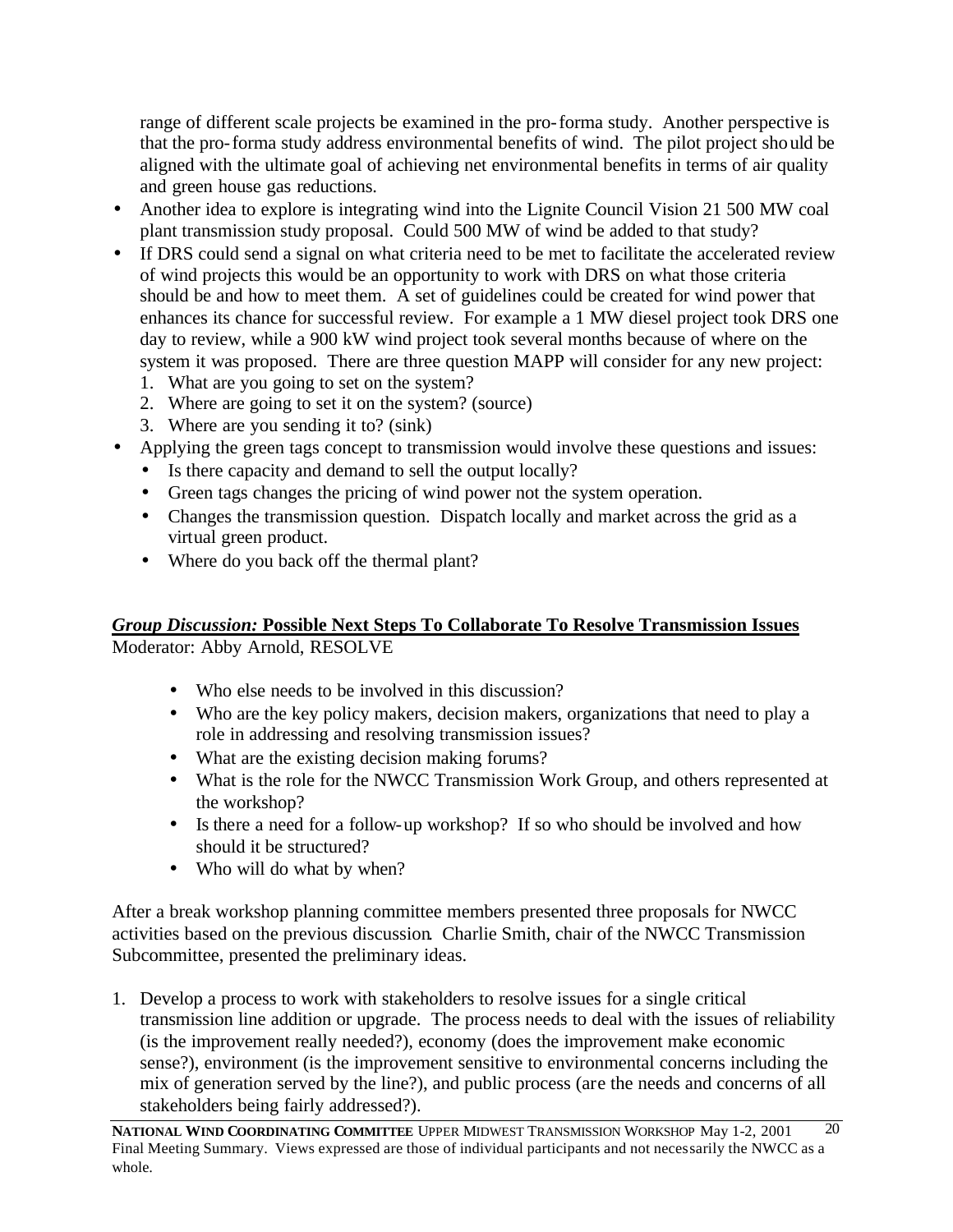range of different scale projects be examined in the pro-forma study. Another perspective is that the pro-forma study address environmental benefits of wind. The pilot project should be aligned with the ultimate goal of achieving net environmental benefits in terms of air quality and green house gas reductions.

- Another idea to explore is integrating wind into the Lignite Council Vision 21 500 MW coal plant transmission study proposal. Could 500 MW of wind be added to that study?
- If DRS could send a signal on what criteria need to be met to facilitate the accelerated review of wind projects this would be an opportunity to work with DRS on what those criteria should be and how to meet them. A set of guidelines could be created for wind power that enhances its chance for successful review. For example a 1 MW diesel project took DRS one day to review, while a 900 kW wind project took several months because of where on the system it was proposed. There are three question MAPP will consider for any new project:
  1. What are you going to set on the system?
  2. Where are going to set it on the system? (source)
  3. Where are you sending it to? (sink)
- Applying the green tags concept to transmission would involve these questions and issues:
  - Is there capacity and demand to sell the output locally?
  - Green tags changes the pricing of wind power not the system operation.
  - Changes the transmission question. Dispatch locally and market across the grid as a virtual green product.
  - Where do you back off the thermal plant?

## ***Group Discussion:*** **Possible Next Steps To Collaborate To Resolve Transmission Issues**

Moderator: Abby Arnold, RESOLVE

- Who else needs to be involved in this discussion?
- Who are the key policy makers, decision makers, organizations that need to play a role in addressing and resolving transmission issues?
- What are the existing decision making forums?
- What is the role for the NWCC Transmission Work Group, and others represented at the workshop?
- Is there a need for a follow-up workshop? If so who should be involved and how should it be structured?
- Who will do what by when?

After a break workshop planning committee members presented three proposals for NWCC activities based on the previous discussion. Charlie Smith, chair of the NWCC Transmission Subcommittee, presented the preliminary ideas.

1. Develop a process to work with stakeholders to resolve issues for a single critical transmission line addition or upgrade. The process needs to deal with the issues of reliability (is the improvement really needed?), economy (does the improvement make economic sense?), environment (is the improvement sensitive to environmental concerns including the mix of generation served by the line?), and public process (are the needs and concerns of all stakeholders being fairly addressed?).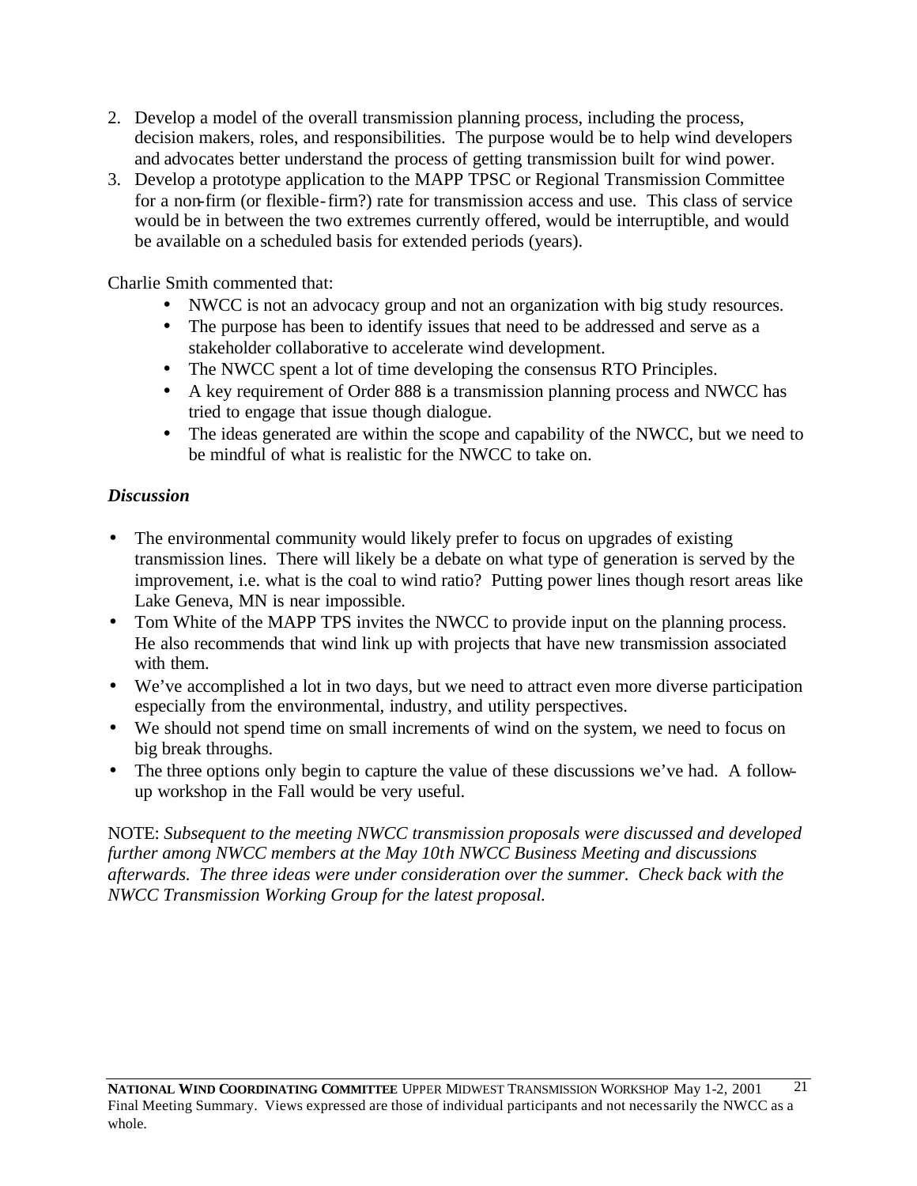2. Develop a model of the overall transmission planning process, including the process, decision makers, roles, and responsibilities. The purpose would be to help wind developers and advocates better understand the process of getting transmission built for wind power.
3. Develop a prototype application to the MAPP TPSC or Regional Transmission Committee for a non-firm (or flexible-firm?) rate for transmission access and use. This class of service would be in between the two extremes currently offered, would be interruptible, and would be available on a scheduled basis for extended periods (years).

Charlie Smith commented that:

- NWCC is not an advocacy group and not an organization with big study resources.
- The purpose has been to identify issues that need to be addressed and serve as a stakeholder collaborative to accelerate wind development.
- The NWCC spent a lot of time developing the consensus RTO Principles.
- A key requirement of Order 888 is a transmission planning process and NWCC has tried to engage that issue though dialogue.
- The ideas generated are within the scope and capability of the NWCC, but we need to be mindful of what is realistic for the NWCC to take on.

### *Discussion*

- The environmental community would likely prefer to focus on upgrades of existing transmission lines. There will likely be a debate on what type of generation is served by the improvement, i.e. what is the coal to wind ratio? Putting power lines though resort areas like Lake Geneva, MN is near impossible.
- Tom White of the MAPP TPS invites the NWCC to provide input on the planning process. He also recommends that wind link up with projects that have new transmission associated with them.
- We've accomplished a lot in two days, but we need to attract even more diverse participation especially from the environmental, industry, and utility perspectives.
- We should not spend time on small increments of wind on the system, we need to focus on big break throughs.
- The three options only begin to capture the value of these discussions we've had. A follow-up workshop in the Fall would be very useful.

NOTE: *Subsequent to the meeting NWCC transmission proposals were discussed and developed further among NWCC members at the May 10th NWCC Business Meeting and discussions afterwards. The three ideas were under consideration over the summer. Check back with the NWCC Transmission Working Group for the latest proposal.*